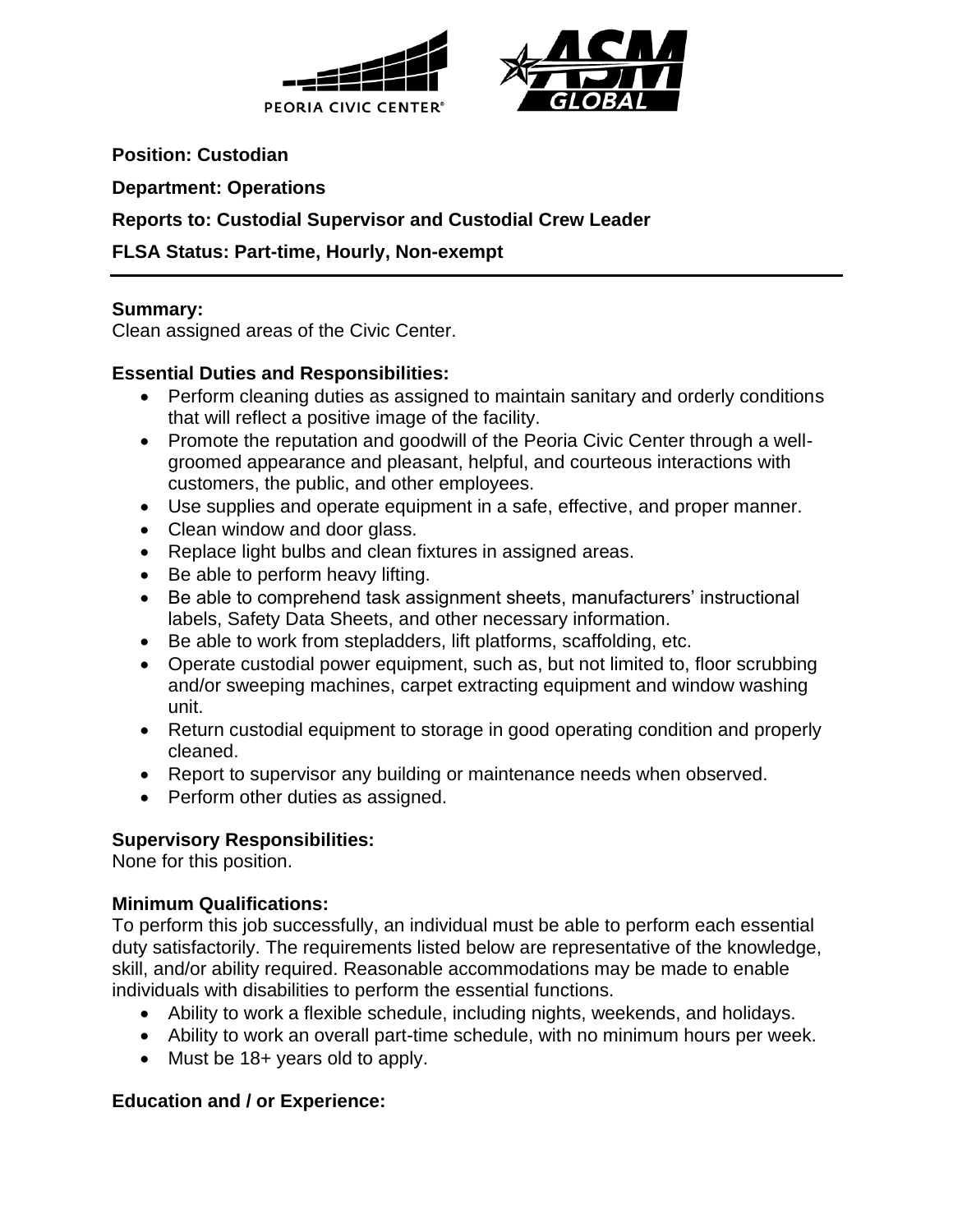**Position: Custodian**

**Department: Operations**

**Reports to: Custodial Supervisor and Custodial Crew Leader**

**FLSA Status: Part-time, Hourly, Non-exempt**

---

**Summary:**
Clean assigned areas of the Civic Center.

**Essential Duties and Responsibilities:**

- Perform cleaning duties as assigned to maintain sanitary and orderly conditions that will reflect a positive image of the facility.
- Promote the reputation and goodwill of the Peoria Civic Center through a well-groomed appearance and pleasant, helpful, and courteous interactions with customers, the public, and other employees.
- Use supplies and operate equipment in a safe, effective, and proper manner.
- Clean window and door glass.
- Replace light bulbs and clean fixtures in assigned areas.
- Be able to perform heavy lifting.
- Be able to comprehend task assignment sheets, manufacturers' instructional labels, Safety Data Sheets, and other necessary information.
- Be able to work from stepladders, lift platforms, scaffolding, etc.
- Operate custodial power equipment, such as, but not limited to, floor scrubbing and/or sweeping machines, carpet extracting equipment and window washing unit.
- Return custodial equipment to storage in good operating condition and properly cleaned.
- Report to supervisor any building or maintenance needs when observed.
- Perform other duties as assigned.

**Supervisory Responsibilities:**
None for this position.

**Minimum Qualifications:**
To perform this job successfully, an individual must be able to perform each essential duty satisfactorily. The requirements listed below are representative of the knowledge, skill, and/or ability required. Reasonable accommodations may be made to enable individuals with disabilities to perform the essential functions.

- Ability to work a flexible schedule, including nights, weekends, and holidays.
- Ability to work an overall part-time schedule, with no minimum hours per week.
- Must be 18+ years old to apply.

**Education and / or Experience:**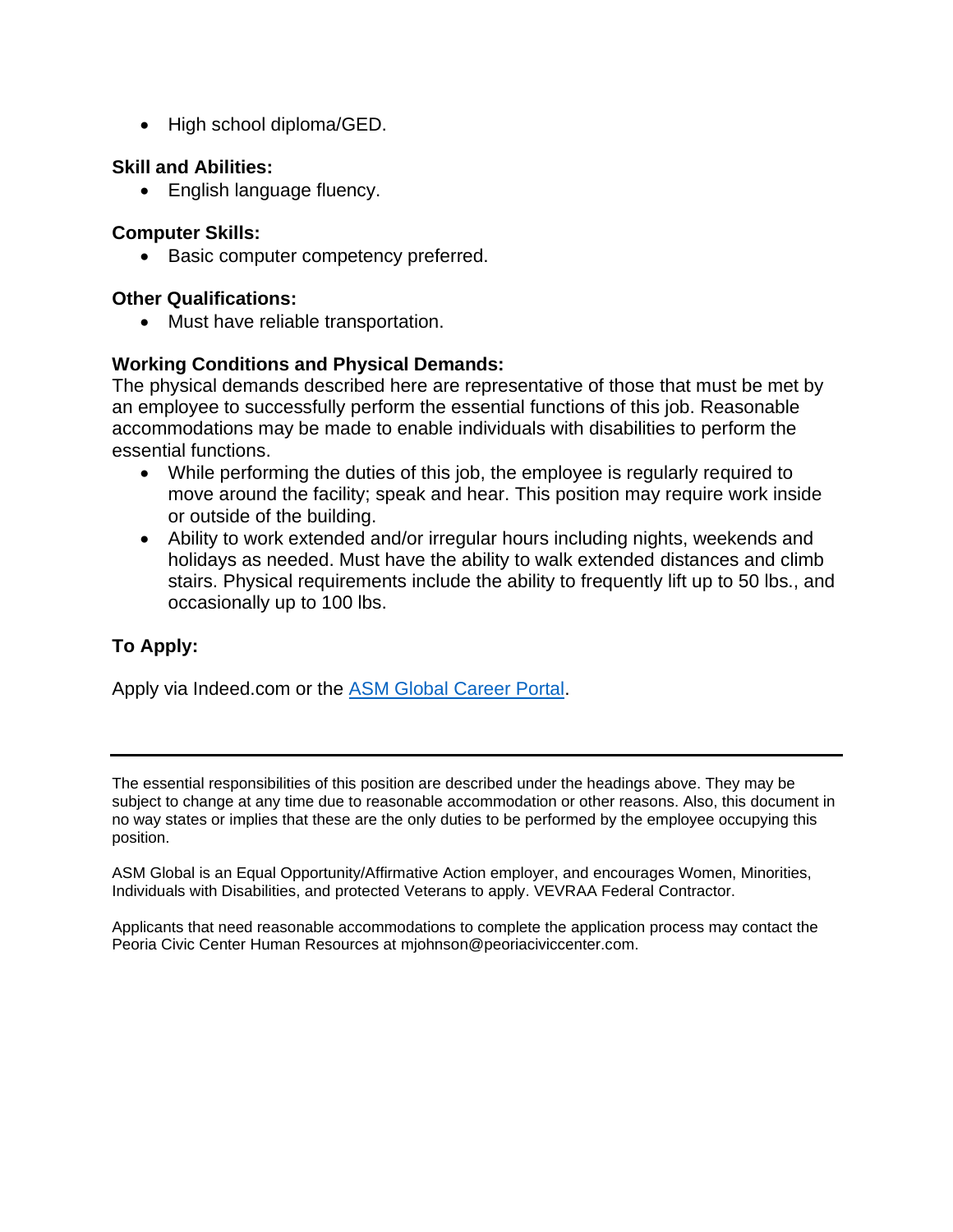- High school diploma/GED.

**Skill and Abilities:**

- English language fluency.

**Computer Skills:**

- Basic computer competency preferred.

**Other Qualifications:**

- Must have reliable transportation.

**Working Conditions and Physical Demands:**

The physical demands described here are representative of those that must be met by an employee to successfully perform the essential functions of this job. Reasonable accommodations may be made to enable individuals with disabilities to perform the essential functions.

- While performing the duties of this job, the employee is regularly required to move around the facility; speak and hear. This position may require work inside or outside of the building.
- Ability to work extended and/or irregular hours including nights, weekends and holidays as needed. Must have the ability to walk extended distances and climb stairs. Physical requirements include the ability to frequently lift up to 50 lbs., and occasionally up to 100 lbs.

**To Apply:**

Apply via Indeed.com or the ASM Global Career Portal.

---

The essential responsibilities of this position are described under the headings above. They may be subject to change at any time due to reasonable accommodation or other reasons. Also, this document in no way states or implies that these are the only duties to be performed by the employee occupying this position.

ASM Global is an Equal Opportunity/Affirmative Action employer, and encourages Women, Minorities, Individuals with Disabilities, and protected Veterans to apply. VEVRAA Federal Contractor.

Applicants that need reasonable accommodations to complete the application process may contact the Peoria Civic Center Human Resources at mjohnson@peoriaciviccenter.com.